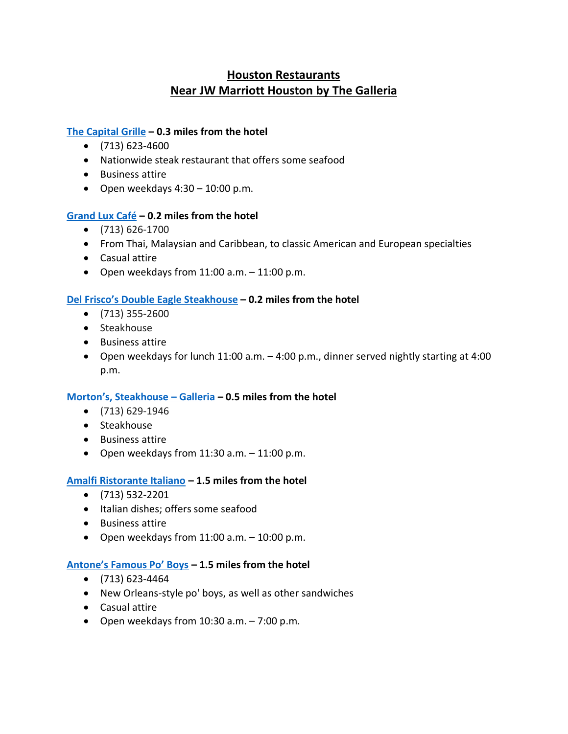# Houston Restaurants
# Near JW Marriott Houston by The Galleria

**The Capital Grille – 0.3 miles from the hotel**

- (713) 623-4600
- Nationwide steak restaurant that offers some seafood
- Business attire
- Open weekdays 4:30 – 10:00 p.m.

**Grand Lux Café – 0.2 miles from the hotel**

- (713) 626-1700
- From Thai, Malaysian and Caribbean, to classic American and European specialties
- Casual attire
- Open weekdays from 11:00 a.m. – 11:00 p.m.

**Del Frisco's Double Eagle Steakhouse – 0.2 miles from the hotel**

- (713) 355-2600
- Steakhouse
- Business attire
- Open weekdays for lunch 11:00 a.m. – 4:00 p.m., dinner served nightly starting at 4:00 p.m.

**Morton's, Steakhouse – Galleria – 0.5 miles from the hotel**

- (713) 629-1946
- Steakhouse
- Business attire
- Open weekdays from 11:30 a.m. – 11:00 p.m.

**Amalfi Ristorante Italiano – 1.5 miles from the hotel**

- (713) 532-2201
- Italian dishes; offers some seafood
- Business attire
- Open weekdays from 11:00 a.m. – 10:00 p.m.

**Antone's Famous Po' Boys – 1.5 miles from the hotel**

- (713) 623-4464
- New Orleans-style po' boys, as well as other sandwiches
- Casual attire
- Open weekdays from 10:30 a.m. – 7:00 p.m.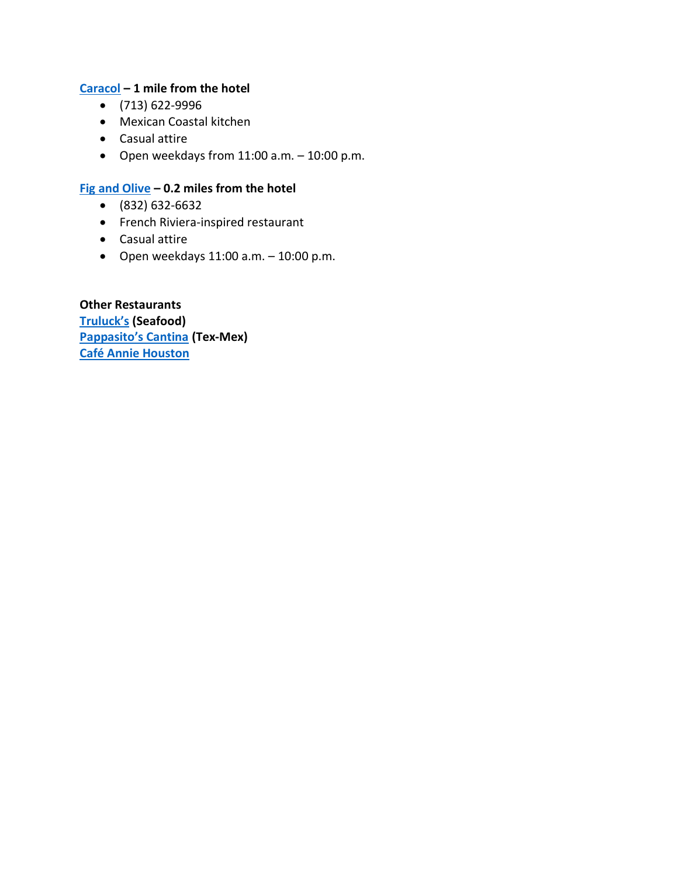**Caracol – 1 mile from the hotel**

- (713) 622-9996
- Mexican Coastal kitchen
- Casual attire
- Open weekdays from 11:00 a.m. – 10:00 p.m.

**Fig and Olive – 0.2 miles from the hotel**

- (832) 632-6632
- French Riviera-inspired restaurant
- Casual attire
- Open weekdays 11:00 a.m. – 10:00 p.m.

**Other Restaurants**
**Truluck's (Seafood)**
**Pappasito's Cantina (Tex-Mex)**
**Café Annie Houston**